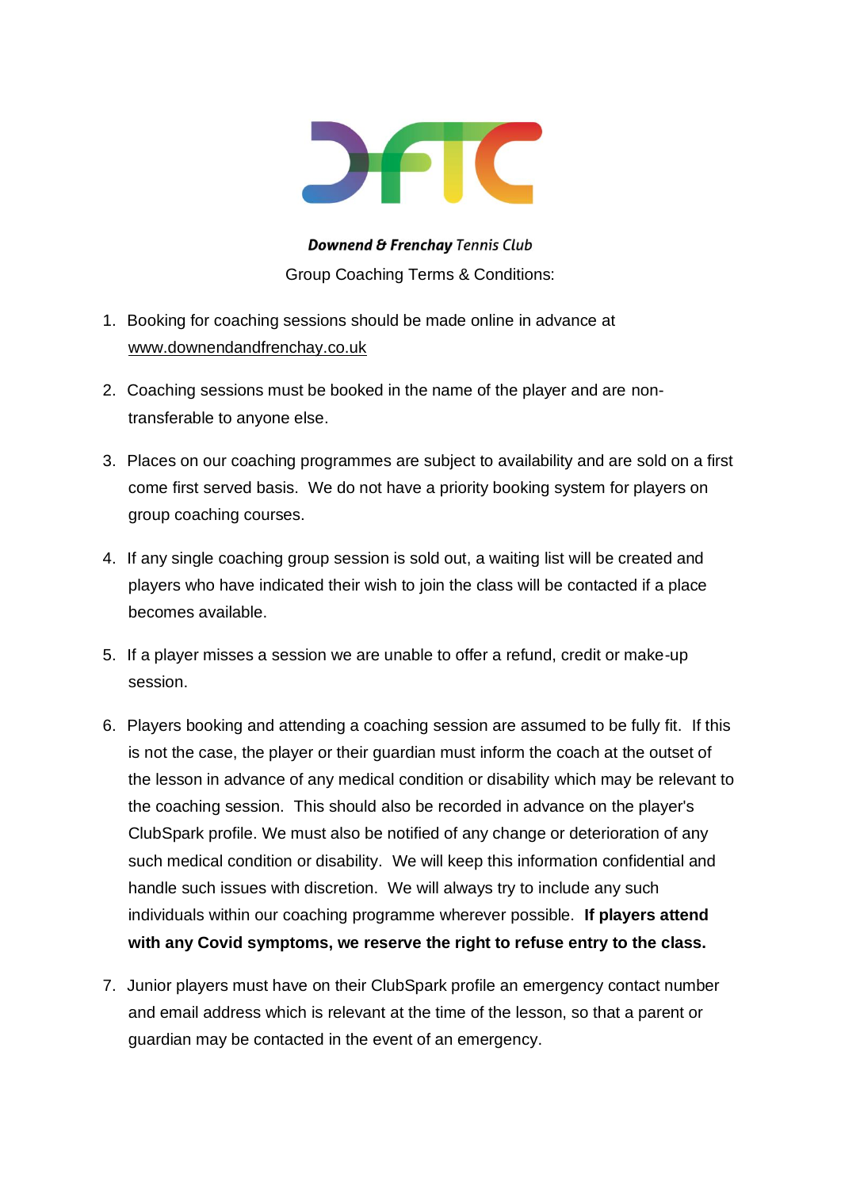***Downend & Frenchay** Tennis Club*

Group Coaching Terms & Conditions:

1. Booking for coaching sessions should be made online in advance at www.downendandfrenchay.co.uk

2. Coaching sessions must be booked in the name of the player and are non-transferable to anyone else.

3. Places on our coaching programmes are subject to availability and are sold on a first come first served basis. We do not have a priority booking system for players on group coaching courses.

4. If any single coaching group session is sold out, a waiting list will be created and players who have indicated their wish to join the class will be contacted if a place becomes available.

5. If a player misses a session we are unable to offer a refund, credit or make-up session.

6. Players booking and attending a coaching session are assumed to be fully fit. If this is not the case, the player or their guardian must inform the coach at the outset of the lesson in advance of any medical condition or disability which may be relevant to the coaching session. This should also be recorded in advance on the player's ClubSpark profile. We must also be notified of any change or deterioration of any such medical condition or disability. We will keep this information confidential and handle such issues with discretion. We will always try to include any such individuals within our coaching programme wherever possible. **If players attend with any Covid symptoms, we reserve the right to refuse entry to the class.**

7. Junior players must have on their ClubSpark profile an emergency contact number and email address which is relevant at the time of the lesson, so that a parent or guardian may be contacted in the event of an emergency.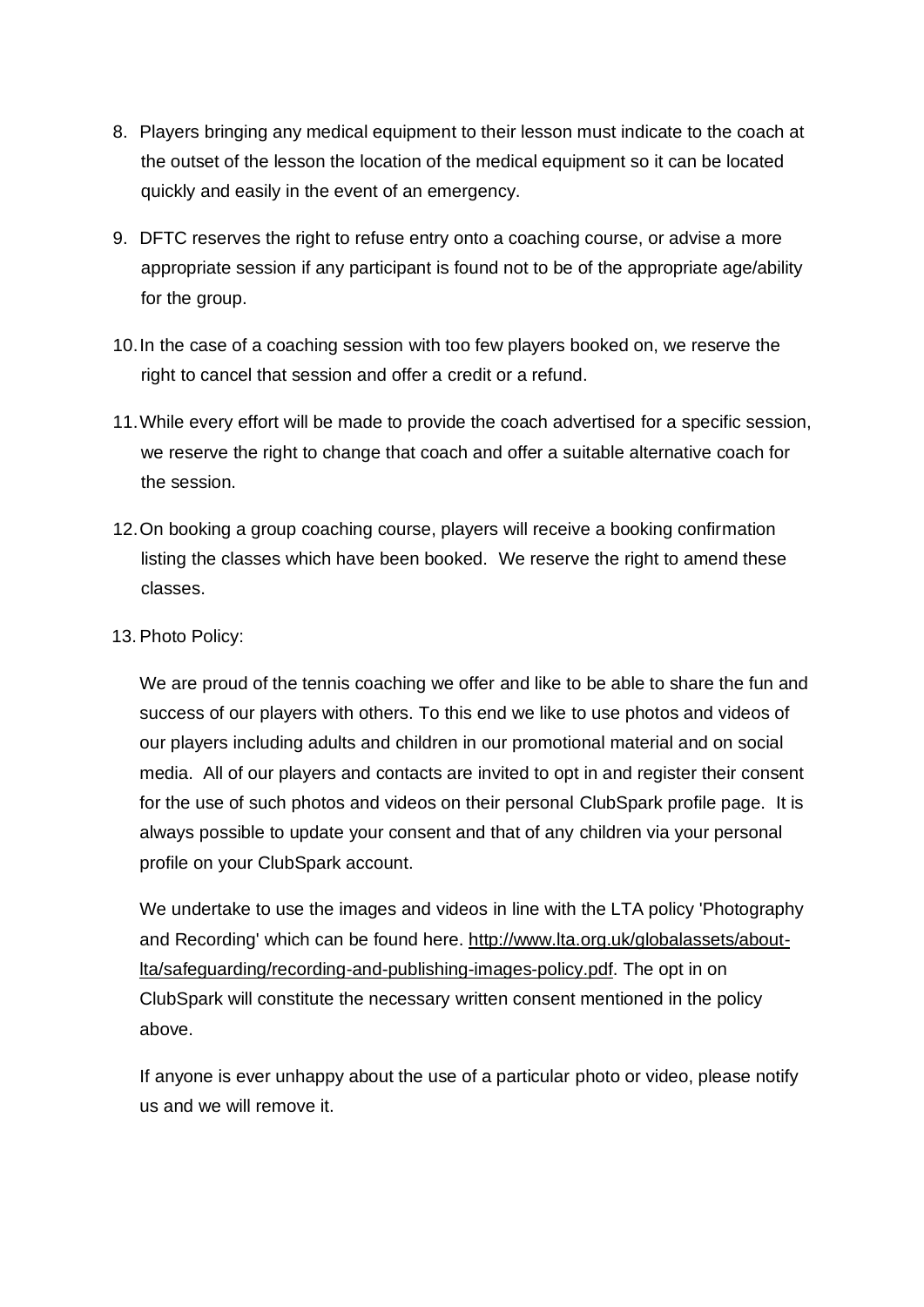8. Players bringing any medical equipment to their lesson must indicate to the coach at the outset of the lesson the location of the medical equipment so it can be located quickly and easily in the event of an emergency.

9. DFTC reserves the right to refuse entry onto a coaching course, or advise a more appropriate session if any participant is found not to be of the appropriate age/ability for the group.

10. In the case of a coaching session with too few players booked on, we reserve the right to cancel that session and offer a credit or a refund.

11. While every effort will be made to provide the coach advertised for a specific session, we reserve the right to change that coach and offer a suitable alternative coach for the session.

12. On booking a group coaching course, players will receive a booking confirmation listing the classes which have been booked. We reserve the right to amend these classes.

13. Photo Policy:

    We are proud of the tennis coaching we offer and like to be able to share the fun and success of our players with others. To this end we like to use photos and videos of our players including adults and children in our promotional material and on social media. All of our players and contacts are invited to opt in and register their consent for the use of such photos and videos on their personal ClubSpark profile page. It is always possible to update your consent and that of any children via your personal profile on your ClubSpark account.

    We undertake to use the images and videos in line with the LTA policy 'Photography and Recording' which can be found here. [http://www.lta.org.uk/globalassets/about-lta/safeguarding/recording-and-publishing-images-policy.pdf](http://www.lta.org.uk/globalassets/about-lta/safeguarding/recording-and-publishing-images-policy.pdf). The opt in on ClubSpark will constitute the necessary written consent mentioned in the policy above.

    If anyone is ever unhappy about the use of a particular photo or video, please notify us and we will remove it.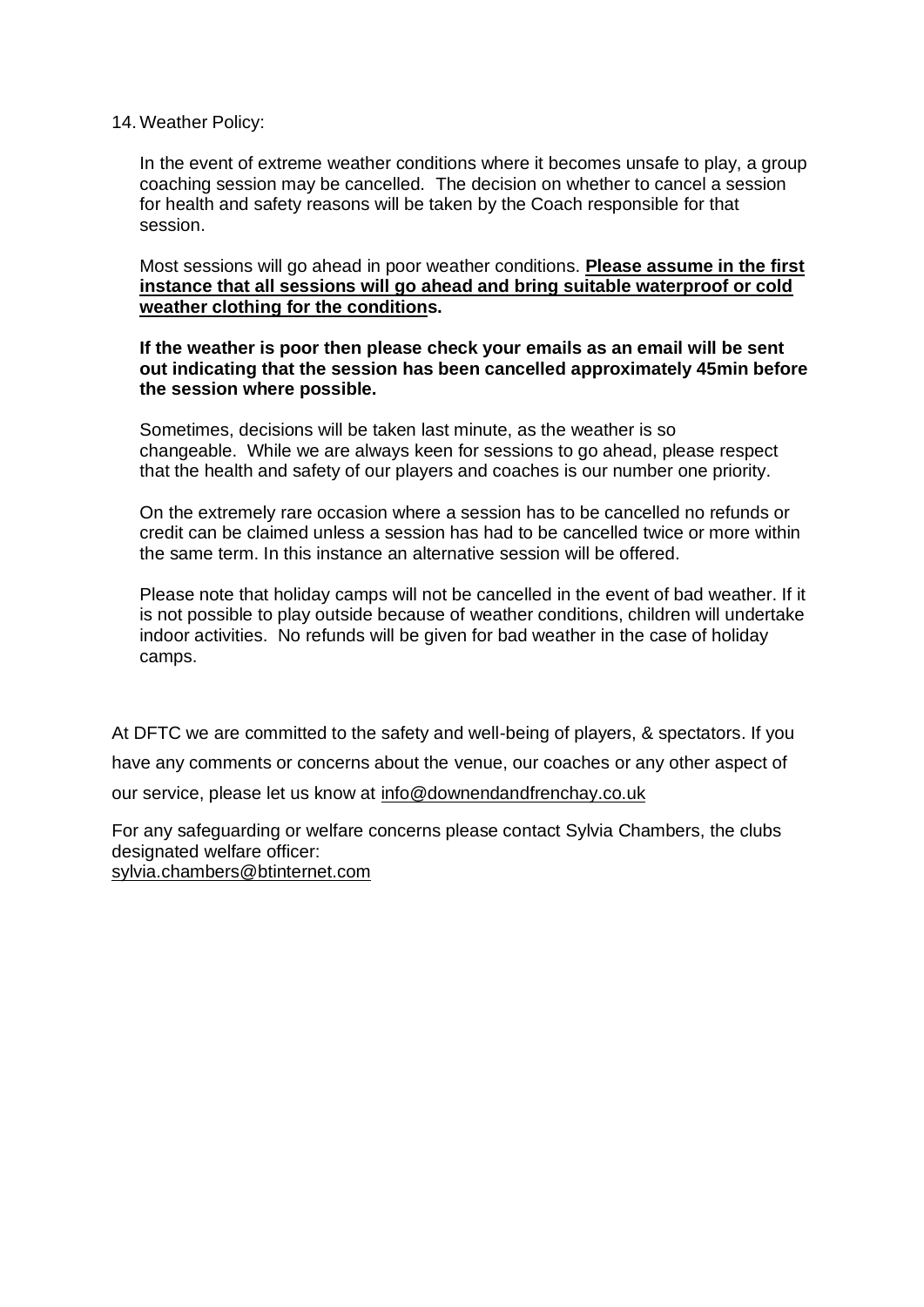14. Weather Policy:

    In the event of extreme weather conditions where it becomes unsafe to play, a group coaching session may be cancelled. The decision on whether to cancel a session for health and safety reasons will be taken by the Coach responsible for that session.

    Most sessions will go ahead in poor weather conditions. **Please assume in the first instance that all sessions will go ahead and bring suitable waterproof or cold weather clothing for the conditions.**

    **If the weather is poor then please check your emails as an email will be sent out indicating that the session has been cancelled approximately 45min before the session where possible.**

    Sometimes, decisions will be taken last minute, as the weather is so changeable. While we are always keen for sessions to go ahead, please respect that the health and safety of our players and coaches is our number one priority.

    On the extremely rare occasion where a session has to be cancelled no refunds or credit can be claimed unless a session has had to be cancelled twice or more within the same term. In this instance an alternative session will be offered.

    Please note that holiday camps will not be cancelled in the event of bad weather. If it is not possible to play outside because of weather conditions, children will undertake indoor activities. No refunds will be given for bad weather in the case of holiday camps.

At DFTC we are committed to the safety and well-being of players, & spectators. If you have any comments or concerns about the venue, our coaches or any other aspect of our service, please let us know at info@downendandfrenchay.co.uk

For any safeguarding or welfare concerns please contact Sylvia Chambers, the clubs designated welfare officer:
sylvia.chambers@btinternet.com